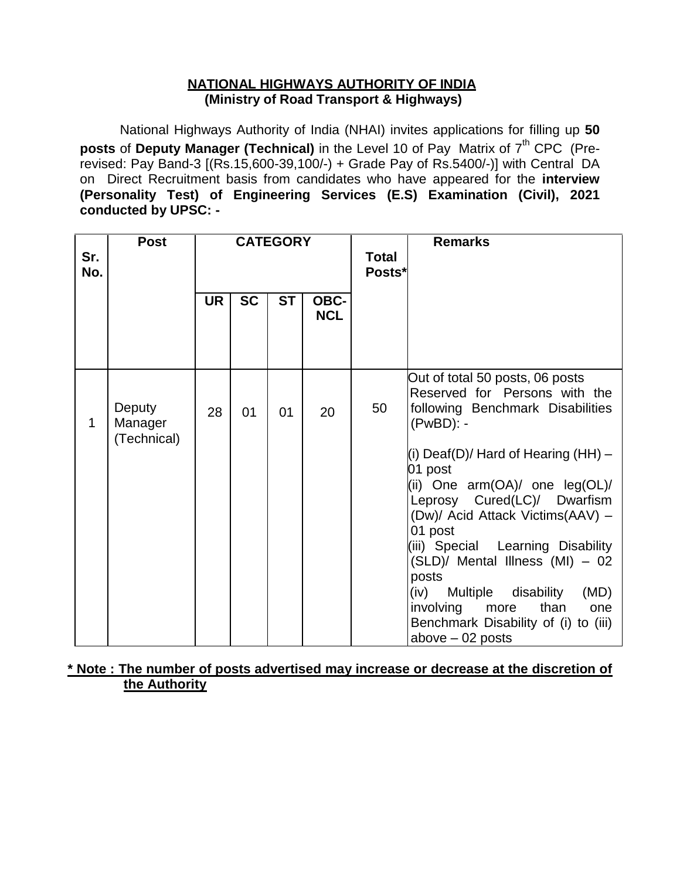# NATIONAL HIGHWAYS AUTHORITY OF INDIA
## (Ministry of Road Transport & Highways)

National Highways Authority of India (NHAI) invites applications for filling up **50 posts** of **Deputy Manager (Technical)** in the Level 10 of Pay Matrix of 7th CPC (Pre-revised: Pay Band-3 [(Rs.15,600-39,100/-) + Grade Pay of Rs.5400/-)] with Central DA on Direct Recruitment basis from candidates who have appeared for the **interview (Personality Test) of Engineering Services (E.S) Examination (Civil), 2021 conducted by UPSC: -**

| Sr. No. | Post | CATEGORY | | | | Total Posts* | Remarks |
|---|---|---|---|---|---|---|---|
| | | UR | SC | ST | OBC-NCL | | |
| 1 | Deputy Manager (Technical) | 28 | 01 | 01 | 20 | 50 | Out of total 50 posts, 06 posts Reserved for Persons with the following Benchmark Disabilities (PwBD): -<br><br>(i) Deaf(D)/ Hard of Hearing (HH) – 01 post<br>(ii) One arm(OA)/ one leg(OL)/ Leprosy Cured(LC)/ Dwarfism (Dw)/ Acid Attack Victims(AAV) – 01 post<br>(iii) Special Learning Disability (SLD)/ Mental Illness (MI) – 02 posts<br>(iv) Multiple disability (MD) involving more than one Benchmark Disability of (i) to (iii) above – 02 posts |

**\* Note : The number of posts advertised may increase or decrease at the discretion of the Authority**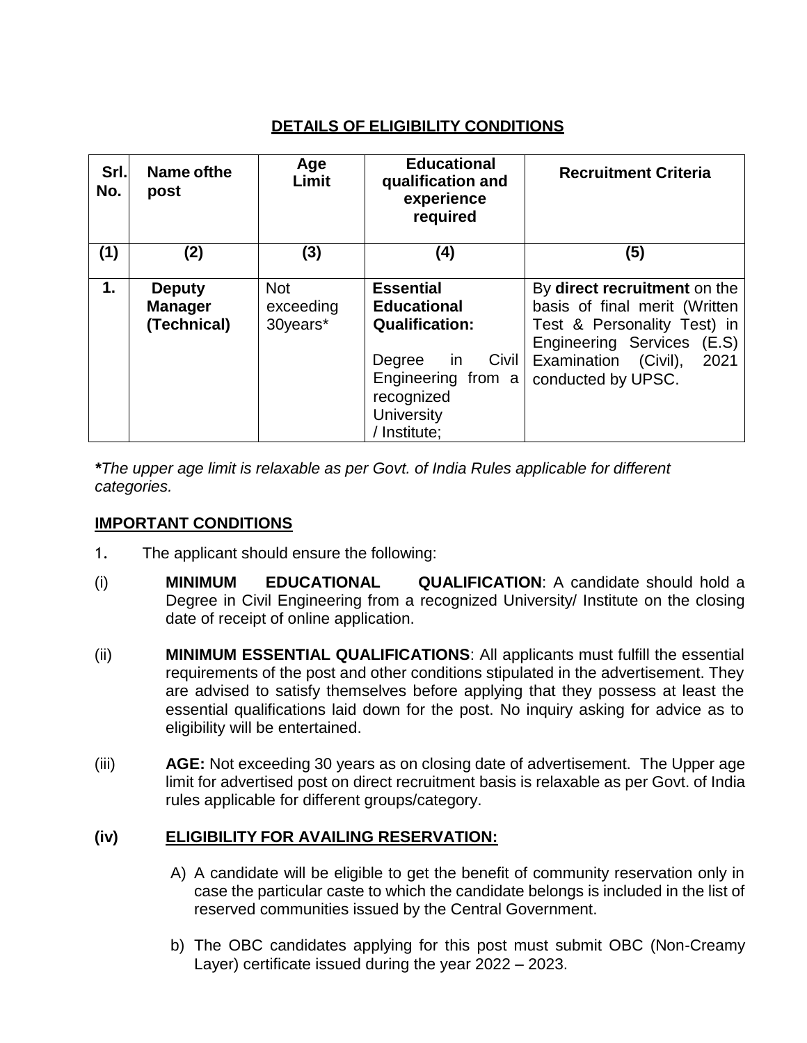## DETAILS OF ELIGIBILITY CONDITIONS

| Srl. No. | Name ofthe post | Age Limit | Educational qualification and experience required | Recruitment Criteria |
|---|---|---|---|---|
| (1) | (2) | (3) | (4) | (5) |
| 1. | **Deputy Manager (Technical)** | Not exceeding 30years* | **Essential Educational Qualification:** Degree in Civil Engineering from a recognized University / Institute; | By **direct recruitment** on the basis of final merit (Written Test & Personality Test) in Engineering Services (E.S) Examination (Civil), 2021 conducted by UPSC. |

***The upper age limit is relaxable as per Govt. of India Rules applicable for different categories.***

## IMPORTANT CONDITIONS

1. The applicant should ensure the following:

(i) **MINIMUM EDUCATIONAL QUALIFICATION**: A candidate should hold a Degree in Civil Engineering from a recognized University/ Institute on the closing date of receipt of online application.

(ii) **MINIMUM ESSENTIAL QUALIFICATIONS**: All applicants must fulfill the essential requirements of the post and other conditions stipulated in the advertisement. They are advised to satisfy themselves before applying that they possess at least the essential qualifications laid down for the post. No inquiry asking for advice as to eligibility will be entertained.

(iii) **AGE:** Not exceeding 30 years as on closing date of advertisement. The Upper age limit for advertised post on direct recruitment basis is relaxable as per Govt. of India rules applicable for different groups/category.

### (iv) ELIGIBILITY FOR AVAILING RESERVATION:

A) A candidate will be eligible to get the benefit of community reservation only in case the particular caste to which the candidate belongs is included in the list of reserved communities issued by the Central Government.

b) The OBC candidates applying for this post must submit OBC (Non-Creamy Layer) certificate issued during the year 2022 – 2023.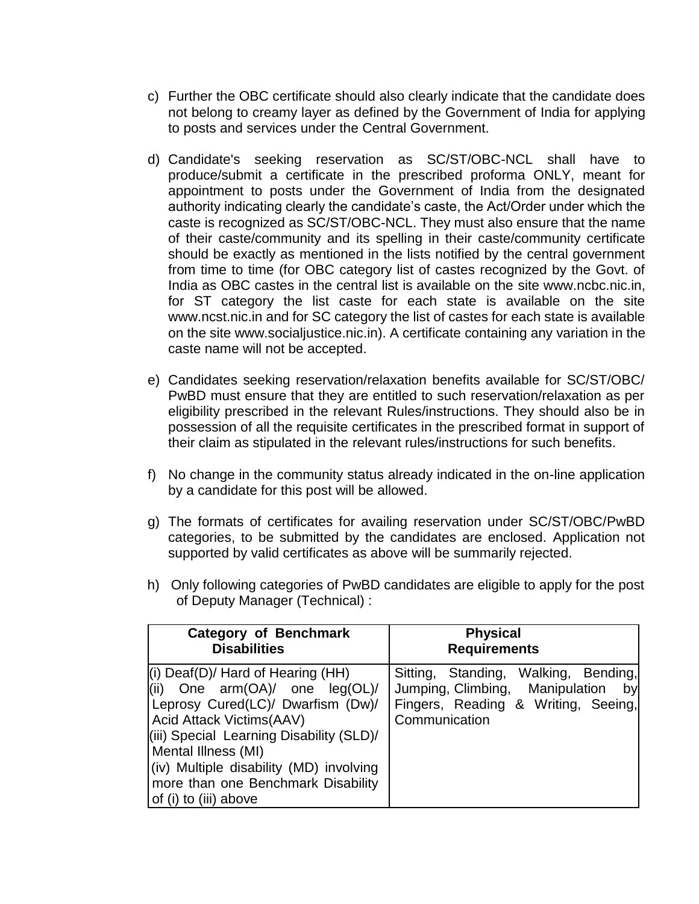c) Further the OBC certificate should also clearly indicate that the candidate does not belong to creamy layer as defined by the Government of India for applying to posts and services under the Central Government.

d) Candidate's seeking reservation as SC/ST/OBC-NCL shall have to produce/submit a certificate in the prescribed proforma ONLY, meant for appointment to posts under the Government of India from the designated authority indicating clearly the candidate's caste, the Act/Order under which the caste is recognized as SC/ST/OBC-NCL. They must also ensure that the name of their caste/community and its spelling in their caste/community certificate should be exactly as mentioned in the lists notified by the central government from time to time (for OBC category list of castes recognized by the Govt. of India as OBC castes in the central list is available on the site www.ncbc.nic.in, for ST category the list caste for each state is available on the site www.ncst.nic.in and for SC category the list of castes for each state is available on the site www.socialjustice.nic.in). A certificate containing any variation in the caste name will not be accepted.

e) Candidates seeking reservation/relaxation benefits available for SC/ST/OBC/ PwBD must ensure that they are entitled to such reservation/relaxation as per eligibility prescribed in the relevant Rules/instructions. They should also be in possession of all the requisite certificates in the prescribed format in support of their claim as stipulated in the relevant rules/instructions for such benefits.

f) No change in the community status already indicated in the on-line application by a candidate for this post will be allowed.

g) The formats of certificates for availing reservation under SC/ST/OBC/PwBD categories, to be submitted by the candidates are enclosed. Application not supported by valid certificates as above will be summarily rejected.

h) Only following categories of PwBD candidates are eligible to apply for the post of Deputy Manager (Technical) :

| Category of Benchmark Disabilities | Physical Requirements |
|---|---|
| (i) Deaf(D)/ Hard of Hearing (HH)<br>(ii) One arm(OA)/ one leg(OL)/ Leprosy Cured(LC)/ Dwarfism (Dw)/ Acid Attack Victims(AAV)<br>(iii) Special Learning Disability (SLD)/ Mental Illness (MI)<br>(iv) Multiple disability (MD) involving more than one Benchmark Disability of (i) to (iii) above | Sitting, Standing, Walking, Bending, Jumping, Climbing, Manipulation by Fingers, Reading & Writing, Seeing, Communication |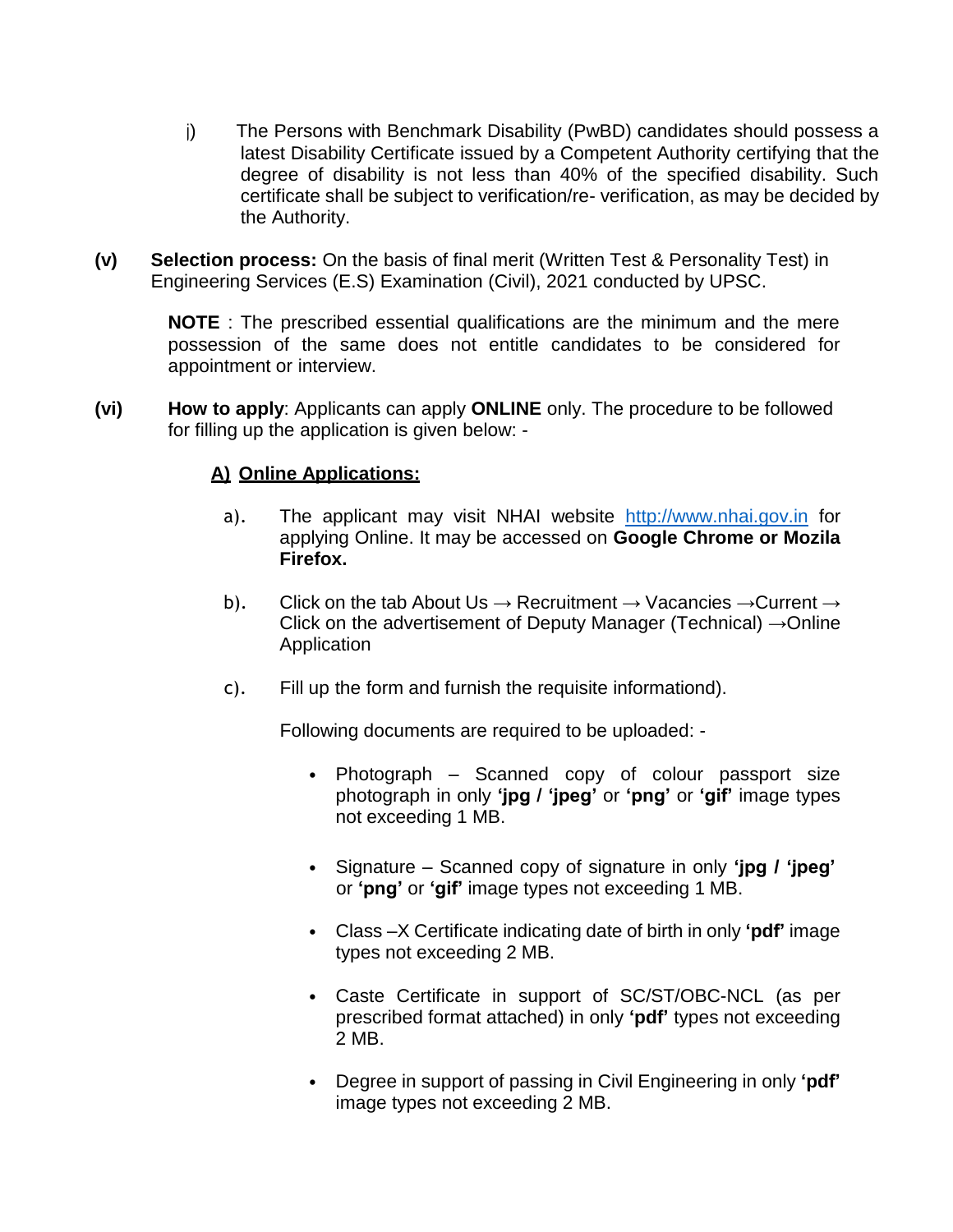j) The Persons with Benchmark Disability (PwBD) candidates should possess a latest Disability Certificate issued by a Competent Authority certifying that the degree of disability is not less than 40% of the specified disability. Such certificate shall be subject to verification/re- verification, as may be decided by the Authority.

**(v) Selection process:** On the basis of final merit (Written Test & Personality Test) in Engineering Services (E.S) Examination (Civil), 2021 conducted by UPSC.

**NOTE** : The prescribed essential qualifications are the minimum and the mere possession of the same does not entitle candidates to be considered for appointment or interview.

**(vi) How to apply**: Applicants can apply **ONLINE** only. The procedure to be followed for filling up the application is given below: -

**A) Online Applications:**

a). The applicant may visit NHAI website [http://www.nhai.gov.in](http://www.nhai.gov.in) for applying Online. It may be accessed on **Google Chrome or Mozila Firefox.**

b). Click on the tab About Us → Recruitment → Vacancies →Current → Click on the advertisement of Deputy Manager (Technical) →Online Application

c). Fill up the form and furnish the requisite informationd).

Following documents are required to be uploaded: -

- Photograph – Scanned copy of colour passport size photograph in only **'jpg / 'jpeg'** or **'png'** or **'gif'** image types not exceeding 1 MB.

- Signature – Scanned copy of signature in only **'jpg / 'jpeg'** or **'png'** or **'gif'** image types not exceeding 1 MB.

- Class –X Certificate indicating date of birth in only **'pdf'** image types not exceeding 2 MB.

- Caste Certificate in support of SC/ST/OBC-NCL (as per prescribed format attached) in only **'pdf'** types not exceeding 2 MB.

- Degree in support of passing in Civil Engineering in only **'pdf'** image types not exceeding 2 MB.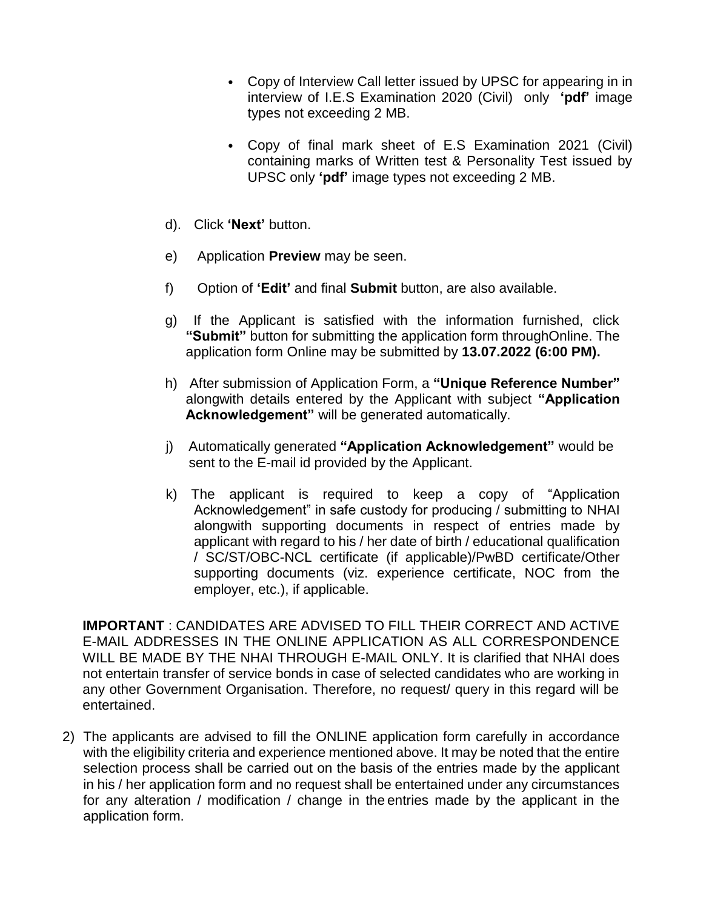- Copy of Interview Call letter issued by UPSC for appearing in in interview of I.E.S Examination 2020 (Civil) only **'pdf'** image types not exceeding 2 MB.

- Copy of final mark sheet of E.S Examination 2021 (Civil) containing marks of Written test & Personality Test issued by UPSC only **'pdf'** image types not exceeding 2 MB.

d). Click **'Next'** button.

e) Application **Preview** may be seen.

f) Option of **'Edit'** and final **Submit** button, are also available.

g) If the Applicant is satisfied with the information furnished, click **"Submit"** button for submitting the application form throughOnline. The application form Online may be submitted by **13.07.2022 (6:00 PM).**

h) After submission of Application Form, a **"Unique Reference Number"** alongwith details entered by the Applicant with subject **"Application Acknowledgement"** will be generated automatically.

j) Automatically generated **"Application Acknowledgement"** would be sent to the E-mail id provided by the Applicant.

k) The applicant is required to keep a copy of "Application Acknowledgement" in safe custody for producing / submitting to NHAI alongwith supporting documents in respect of entries made by applicant with regard to his / her date of birth / educational qualification / SC/ST/OBC-NCL certificate (if applicable)/PwBD certificate/Other supporting documents (viz. experience certificate, NOC from the employer, etc.), if applicable.

**IMPORTANT** : CANDIDATES ARE ADVISED TO FILL THEIR CORRECT AND ACTIVE E-MAIL ADDRESSES IN THE ONLINE APPLICATION AS ALL CORRESPONDENCE WILL BE MADE BY THE NHAI THROUGH E-MAIL ONLY. It is clarified that NHAI does not entertain transfer of service bonds in case of selected candidates who are working in any other Government Organisation. Therefore, no request/ query in this regard will be entertained.

2) The applicants are advised to fill the ONLINE application form carefully in accordance with the eligibility criteria and experience mentioned above. It may be noted that the entire selection process shall be carried out on the basis of the entries made by the applicant in his / her application form and no request shall be entertained under any circumstances for any alteration / modification / change in the entries made by the applicant in the application form.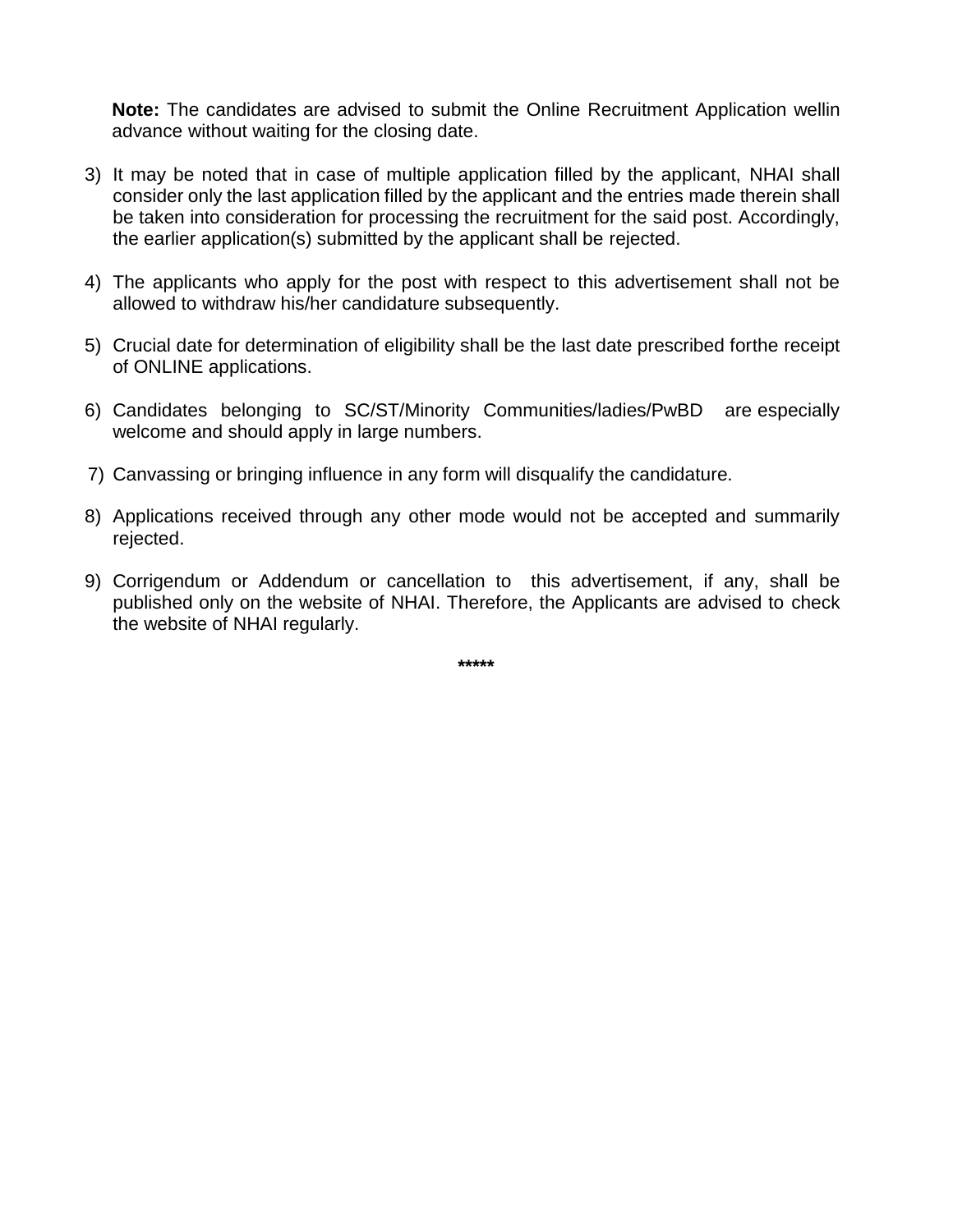**Note:** The candidates are advised to submit the Online Recruitment Application wellin advance without waiting for the closing date.

3) It may be noted that in case of multiple application filled by the applicant, NHAI shall consider only the last application filled by the applicant and the entries made therein shall be taken into consideration for processing the recruitment for the said post. Accordingly, the earlier application(s) submitted by the applicant shall be rejected.

4) The applicants who apply for the post with respect to this advertisement shall not be allowed to withdraw his/her candidature subsequently.

5) Crucial date for determination of eligibility shall be the last date prescribed forthe receipt of ONLINE applications.

6) Candidates belonging to SC/ST/Minority Communities/ladies/PwBD are especially welcome and should apply in large numbers.

7) Canvassing or bringing influence in any form will disqualify the candidature.

8) Applications received through any other mode would not be accepted and summarily rejected.

9) Corrigendum or Addendum or cancellation to this advertisement, if any, shall be published only on the website of NHAI. Therefore, the Applicants are advised to check the website of NHAI regularly.

**\*\*\*\*\***